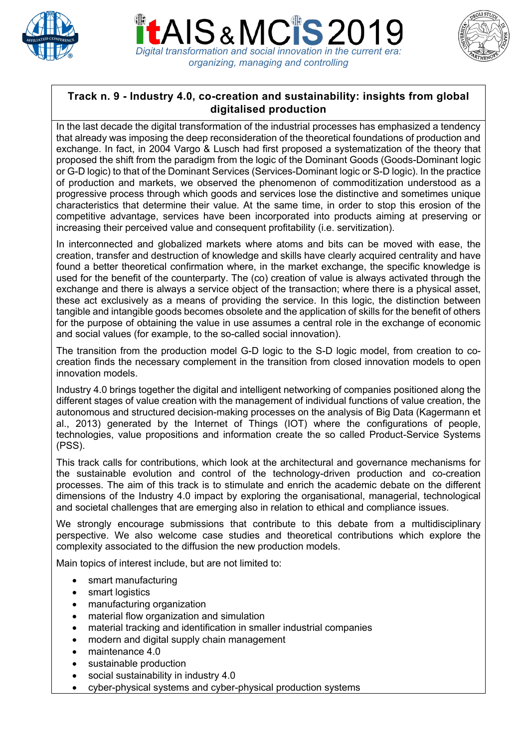# itAIS & MCIS 2019

*Digital transformation and social innovation in the current era: organizing, managing and controlling*

## Track n. 9 - Industry 4.0, co-creation and sustainability: insights from global digitalised production

In the last decade the digital transformation of the industrial processes has emphasized a tendency that already was imposing the deep reconsideration of the theoretical foundations of production and exchange. In fact, in 2004 Vargo & Lusch had first proposed a systematization of the theory that proposed the shift from the paradigm from the logic of the Dominant Goods (Goods-Dominant logic or G-D logic) to that of the Dominant Services (Services-Dominant logic or S-D logic). In the practice of production and markets, we observed the phenomenon of commoditization understood as a progressive process through which goods and services lose the distinctive and sometimes unique characteristics that determine their value. At the same time, in order to stop this erosion of the competitive advantage, services have been incorporated into products aiming at preserving or increasing their perceived value and consequent profitability (i.e. servitization).

In interconnected and globalized markets where atoms and bits can be moved with ease, the creation, transfer and destruction of knowledge and skills have clearly acquired centrality and have found a better theoretical confirmation where, in the market exchange, the specific knowledge is used for the benefit of the counterparty. The (co) creation of value is always activated through the exchange and there is always a service object of the transaction; where there is a physical asset, these act exclusively as a means of providing the service. In this logic, the distinction between tangible and intangible goods becomes obsolete and the application of skills for the benefit of others for the purpose of obtaining the value in use assumes a central role in the exchange of economic and social values (for example, to the so-called social innovation).

The transition from the production model G-D logic to the S-D logic model, from creation to co-creation finds the necessary complement in the transition from closed innovation models to open innovation models.

Industry 4.0 brings together the digital and intelligent networking of companies positioned along the different stages of value creation with the management of individual functions of value creation, the autonomous and structured decision-making processes on the analysis of Big Data (Kagermann et al., 2013) generated by the Internet of Things (IOT) where the configurations of people, technologies, value propositions and information create the so called Product-Service Systems (PSS).

This track calls for contributions, which look at the architectural and governance mechanisms for the sustainable evolution and control of the technology-driven production and co-creation processes. The aim of this track is to stimulate and enrich the academic debate on the different dimensions of the Industry 4.0 impact by exploring the organisational, managerial, technological and societal challenges that are emerging also in relation to ethical and compliance issues.

We strongly encourage submissions that contribute to this debate from a multidisciplinary perspective. We also welcome case studies and theoretical contributions which explore the complexity associated to the diffusion the new production models.

Main topics of interest include, but are not limited to:

- smart manufacturing
- smart logistics
- manufacturing organization
- material flow organization and simulation
- material tracking and identification in smaller industrial companies
- modern and digital supply chain management
- maintenance 4.0
- sustainable production
- social sustainability in industry 4.0
- cyber-physical systems and cyber-physical production systems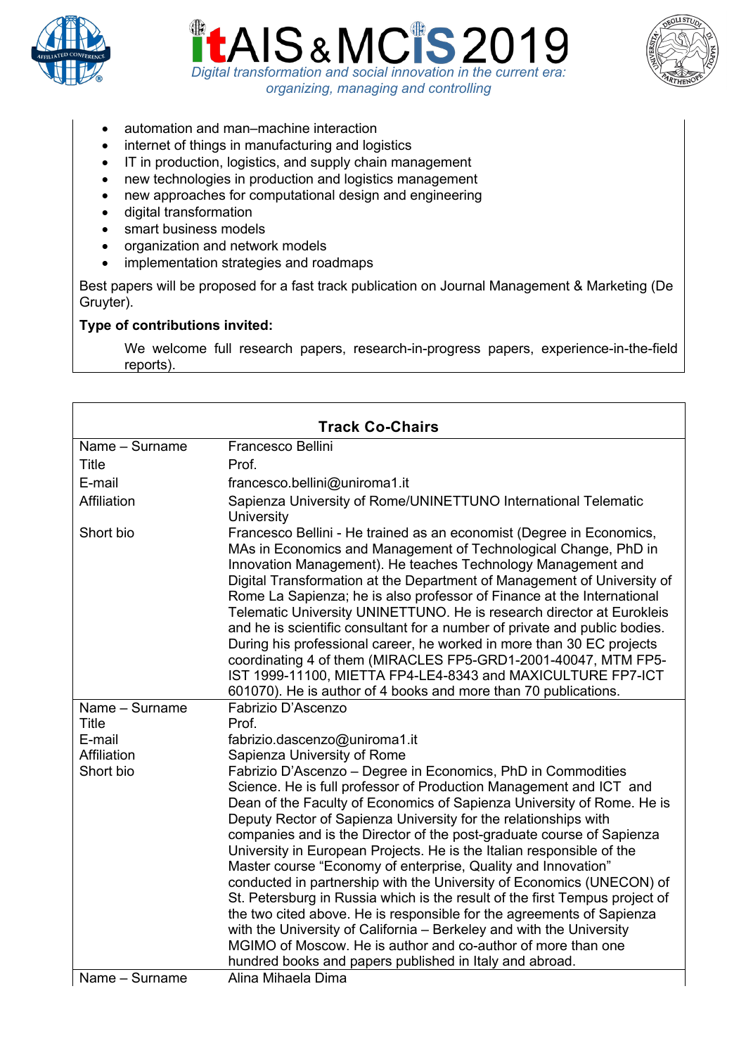- automation and man–machine interaction
- internet of things in manufacturing and logistics
- IT in production, logistics, and supply chain management
- new technologies in production and logistics management
- new approaches for computational design and engineering
- digital transformation
- smart business models
- organization and network models
- implementation strategies and roadmaps

Best papers will be proposed for a fast track publication on Journal Management & Marketing (De Gruyter).

**Type of contributions invited:**

We welcome full research papers, research-in-progress papers, experience-in-the-field reports).

| **Track Co-Chairs** | |
|---|---|
| Name – Surname | Francesco Bellini |
| Title | Prof. |
| E-mail | francesco.bellini@uniroma1.it |
| Affiliation | Sapienza University of Rome/UNINETTUNO International Telematic University |
| Short bio | Francesco Bellini - He trained as an economist (Degree in Economics, MAs in Economics and Management of Technological Change, PhD in Innovation Management). He teaches Technology Management and Digital Transformation at the Department of Management of University of Rome La Sapienza; he is also professor of Finance at the International Telematic University UNINETTUNO. He is research director at Eurokleis and he is scientific consultant for a number of private and public bodies. During his professional career, he worked in more than 30 EC projects coordinating 4 of them (MIRACLES FP5-GRD1-2001-40047, MTM FP5-IST 1999-11100, MIETTA FP4-LE4-8343 and MAXICULTURE FP7-ICT 601070). He is author of 4 books and more than 70 publications. |
| Name – Surname | Fabrizio D'Ascenzo |
| Title | Prof. |
| E-mail | fabrizio.dascenzo@uniroma1.it |
| Affiliation | Sapienza University of Rome |
| Short bio | Fabrizio D'Ascenzo – Degree in Economics, PhD in Commodities Science. He is full professor of Production Management and ICT and Dean of the Faculty of Economics of Sapienza University of Rome. He is Deputy Rector of Sapienza University for the relationships with companies and is the Director of the post-graduate course of Sapienza University in European Projects. He is the Italian responsible of the Master course "Economy of enterprise, Quality and Innovation" conducted in partnership with the University of Economics (UNECON) of St. Petersburg in Russia which is the result of the first Tempus project of the two cited above. He is responsible for the agreements of Sapienza with the University of California – Berkeley and with the University MGIMO of Moscow. He is author and co-author of more than one hundred books and papers published in Italy and abroad. |
| Name – Surname | Alina Mihaela Dima |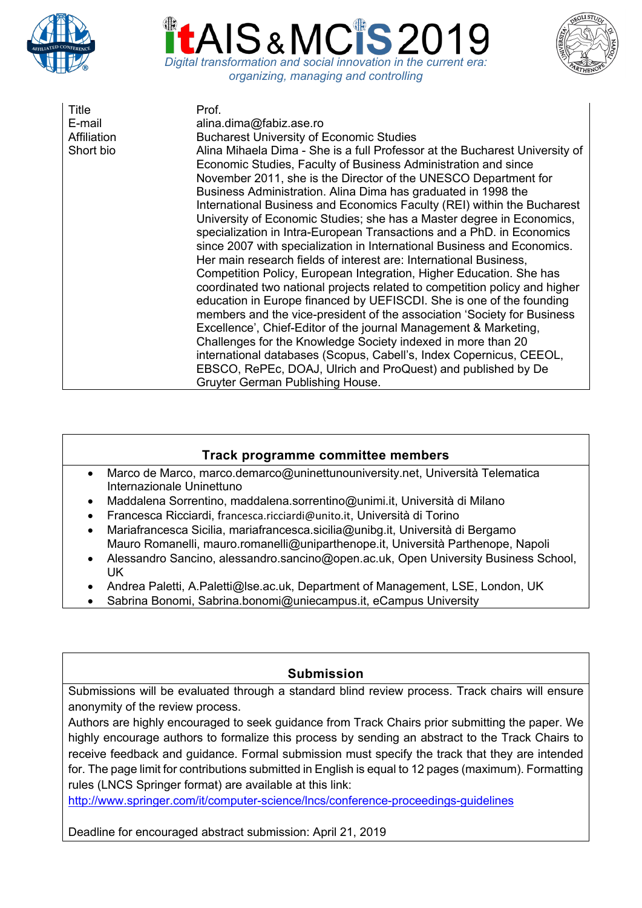| | |
|---|---|
| Title | Prof. |
| E-mail | alina.dima@fabiz.ase.ro |
| Affiliation | Bucharest University of Economic Studies |
| Short bio | Alina Mihaela Dima - She is a full Professor at the Bucharest University of Economic Studies, Faculty of Business Administration and since November 2011, she is the Director of the UNESCO Department for Business Administration. Alina Dima has graduated in 1998 the International Business and Economics Faculty (REI) within the Bucharest University of Economic Studies; she has a Master degree in Economics, specialization in Intra-European Transactions and a PhD. in Economics since 2007 with specialization in International Business and Economics. Her main research fields of interest are: International Business, Competition Policy, European Integration, Higher Education. She has coordinated two national projects related to competition policy and higher education in Europe financed by UEFISCDI. She is one of the founding members and the vice-president of the association 'Society for Business Excellence', Chief-Editor of the journal Management & Marketing, Challenges for the Knowledge Society indexed in more than 20 international databases (Scopus, Cabell's, Index Copernicus, CEEOL, EBSCO, RePEc, DOAJ, Ulrich and ProQuest) and published by De Gruyter German Publishing House. |

## Track programme committee members

- Marco de Marco, marco.demarco@uninettunouniversity.net, Università Telematica Internazionale Uninettuno
- Maddalena Sorrentino, maddalena.sorrentino@unimi.it, Università di Milano
- Francesca Ricciardi, francesca.ricciardi@unito.it, Università di Torino
- Mariafrancesca Sicilia, mariafrancesca.sicilia@unibg.it, Università di Bergamo
  Mauro Romanelli, mauro.romanelli@uniparthenope.it, Università Parthenope, Napoli
- Alessandro Sancino, alessandro.sancino@open.ac.uk, Open University Business School, UK
- Andrea Paletti, A.Paletti@lse.ac.uk, Department of Management, LSE, London, UK
- Sabrina Bonomi, Sabrina.bonomi@uniecampus.it, eCampus University

## Submission

Submissions will be evaluated through a standard blind review process. Track chairs will ensure anonymity of the review process.

Authors are highly encouraged to seek guidance from Track Chairs prior submitting the paper. We highly encourage authors to formalize this process by sending an abstract to the Track Chairs to receive feedback and guidance. Formal submission must specify the track that they are intended for. The page limit for contributions submitted in English is equal to 12 pages (maximum). Formatting rules (LNCS Springer format) are available at this link:

http://www.springer.com/it/computer-science/lncs/conference-proceedings-guidelines

Deadline for encouraged abstract submission: April 21, 2019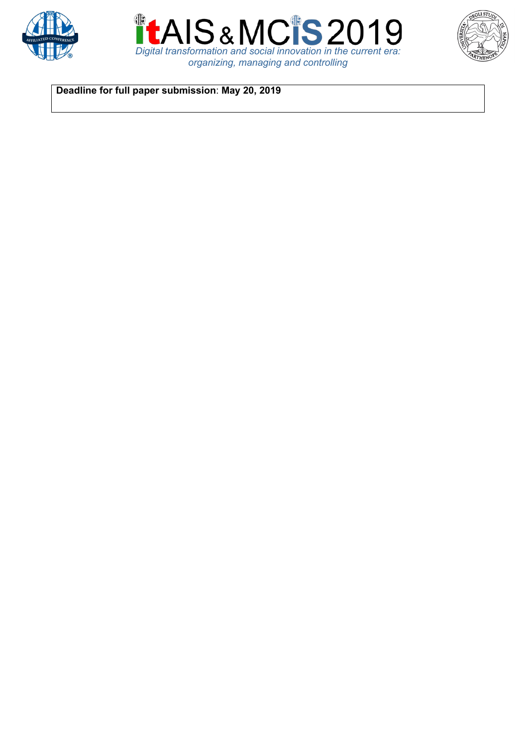**Deadline for full paper submission**: **May 20, 2019**